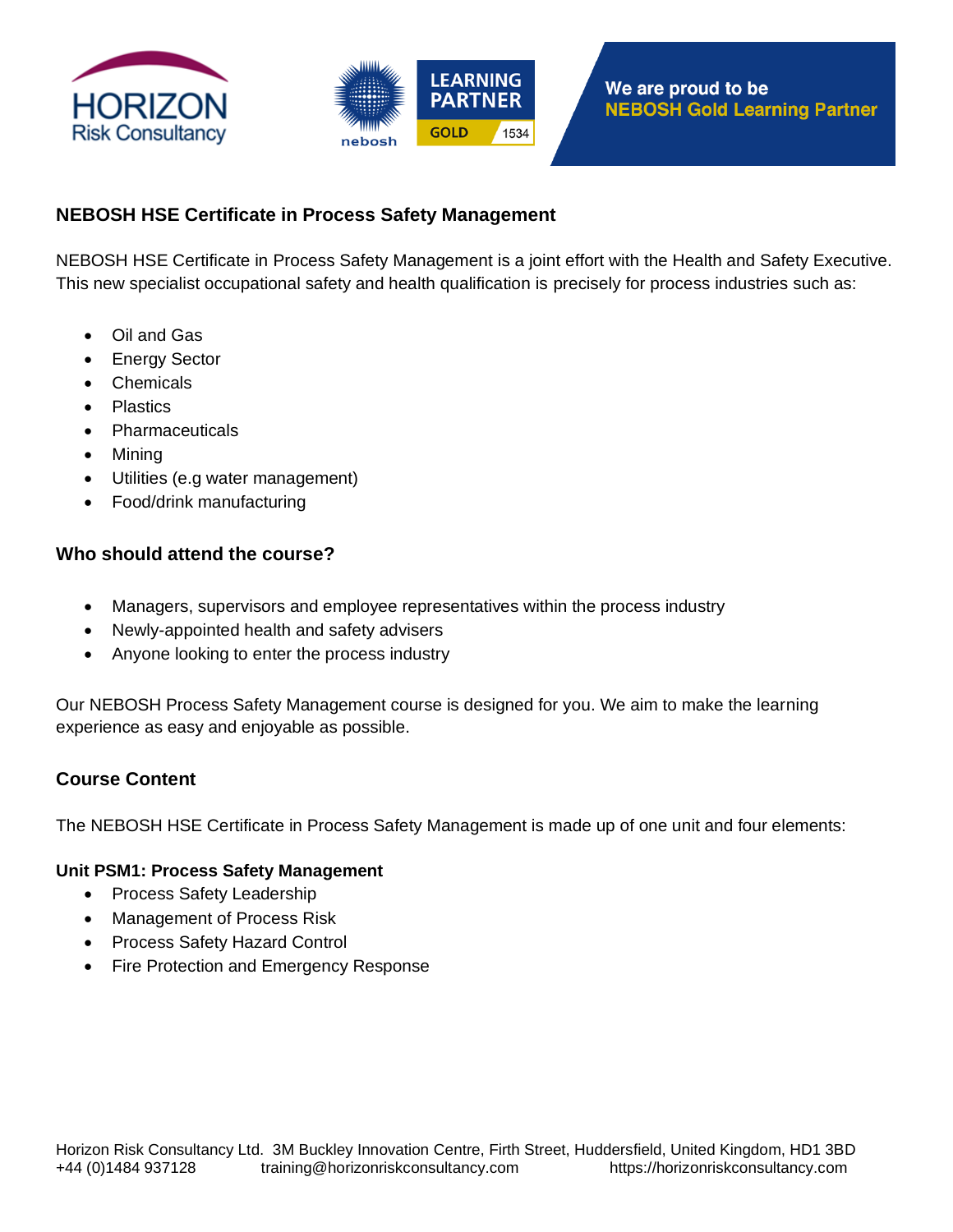HORIZON Risk Consultancy

LEARNING PARTNER GOLD 1534

We are proud to be **NEBOSH Gold Learning Partner**

## NEBOSH HSE Certificate in Process Safety Management

NEBOSH HSE Certificate in Process Safety Management is a joint effort with the Health and Safety Executive. This new specialist occupational safety and health qualification is precisely for process industries such as:

- Oil and Gas
- Energy Sector
- Chemicals
- Plastics
- Pharmaceuticals
- Mining
- Utilities (e.g water management)
- Food/drink manufacturing

## Who should attend the course?

- Managers, supervisors and employee representatives within the process industry
- Newly-appointed health and safety advisers
- Anyone looking to enter the process industry

Our NEBOSH Process Safety Management course is designed for you. We aim to make the learning experience as easy and enjoyable as possible.

## Course Content

The NEBOSH HSE Certificate in Process Safety Management is made up of one unit and four elements:

### Unit PSM1: Process Safety Management

- Process Safety Leadership
- Management of Process Risk
- Process Safety Hazard Control
- Fire Protection and Emergency Response

Horizon Risk Consultancy Ltd. 3M Buckley Innovation Centre, Firth Street, Huddersfield, United Kingdom, HD1 3BD
+44 (0)1484 937128 training@horizonriskconsultancy.com https://horizonriskconsultancy.com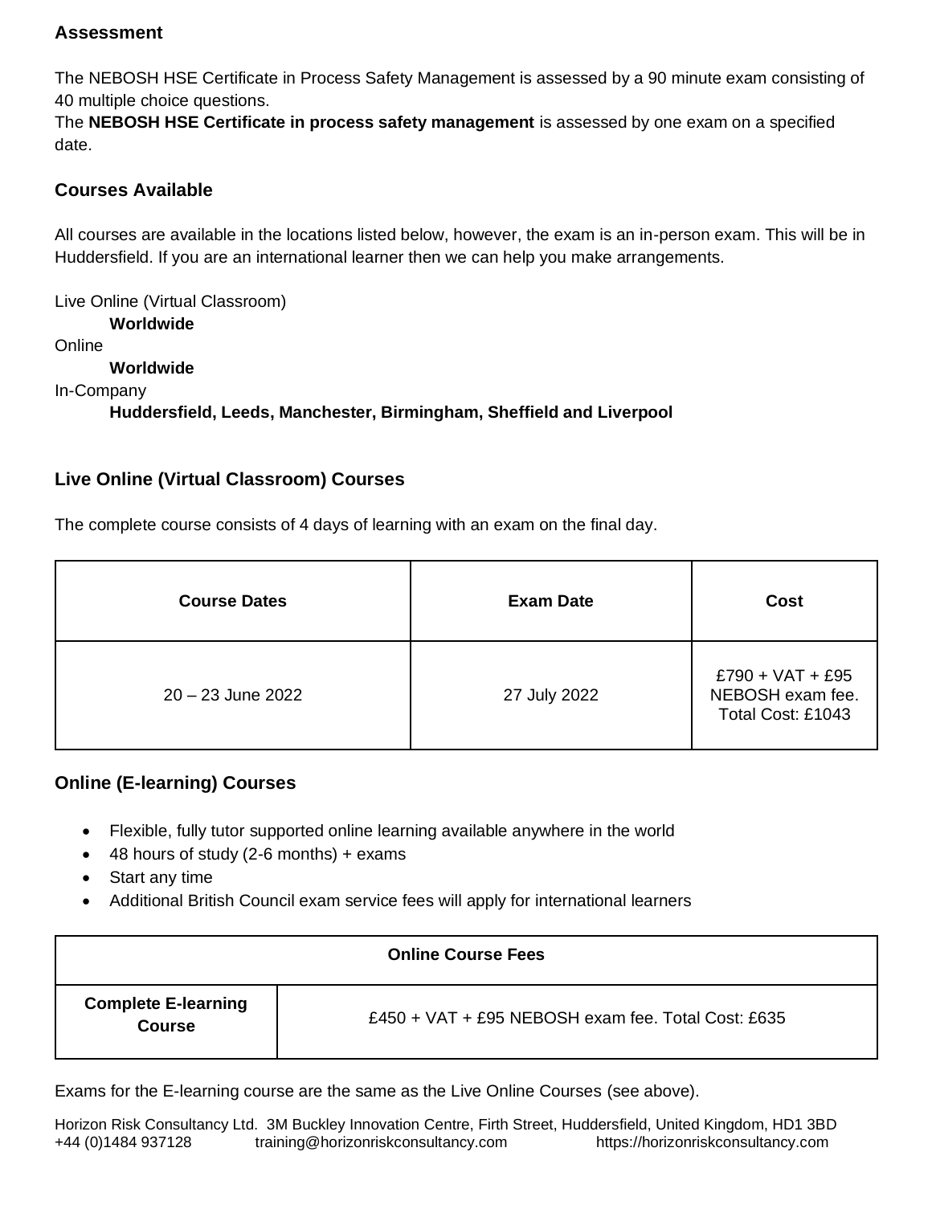## Assessment

The NEBOSH HSE Certificate in Process Safety Management is assessed by a 90 minute exam consisting of 40 multiple choice questions.

The **NEBOSH HSE Certificate in process safety management** is assessed by one exam on a specified date.

## Courses Available

All courses are available in the locations listed below, however, the exam is an in-person exam. This will be in Huddersfield. If you are an international learner then we can help you make arrangements.

Live Online (Virtual Classroom)

**Worldwide**

Online

**Worldwide**

In-Company

**Huddersfield, Leeds, Manchester, Birmingham, Sheffield and Liverpool**

## Live Online (Virtual Classroom) Courses

The complete course consists of 4 days of learning with an exam on the final day.

| Course Dates | Exam Date | Cost |
|---|---|---|
| 20 – 23 June 2022 | 27 July 2022 | £790 + VAT + £95 NEBOSH exam fee. Total Cost: £1043 |

## Online (E-learning) Courses

- Flexible, fully tutor supported online learning available anywhere in the world
- 48 hours of study (2-6 months) + exams
- Start any time
- Additional British Council exam service fees will apply for international learners

| Online Course Fees | |
|---|---|
| **Complete E-learning Course** | £450 + VAT + £95 NEBOSH exam fee. Total Cost: £635 |

Exams for the E-learning course are the same as the Live Online Courses (see above).

Horizon Risk Consultancy Ltd. 3M Buckley Innovation Centre, Firth Street, Huddersfield, United Kingdom, HD1 3BD
+44 (0)1484 937128 training@horizonriskconsultancy.com https://horizonriskconsultancy.com